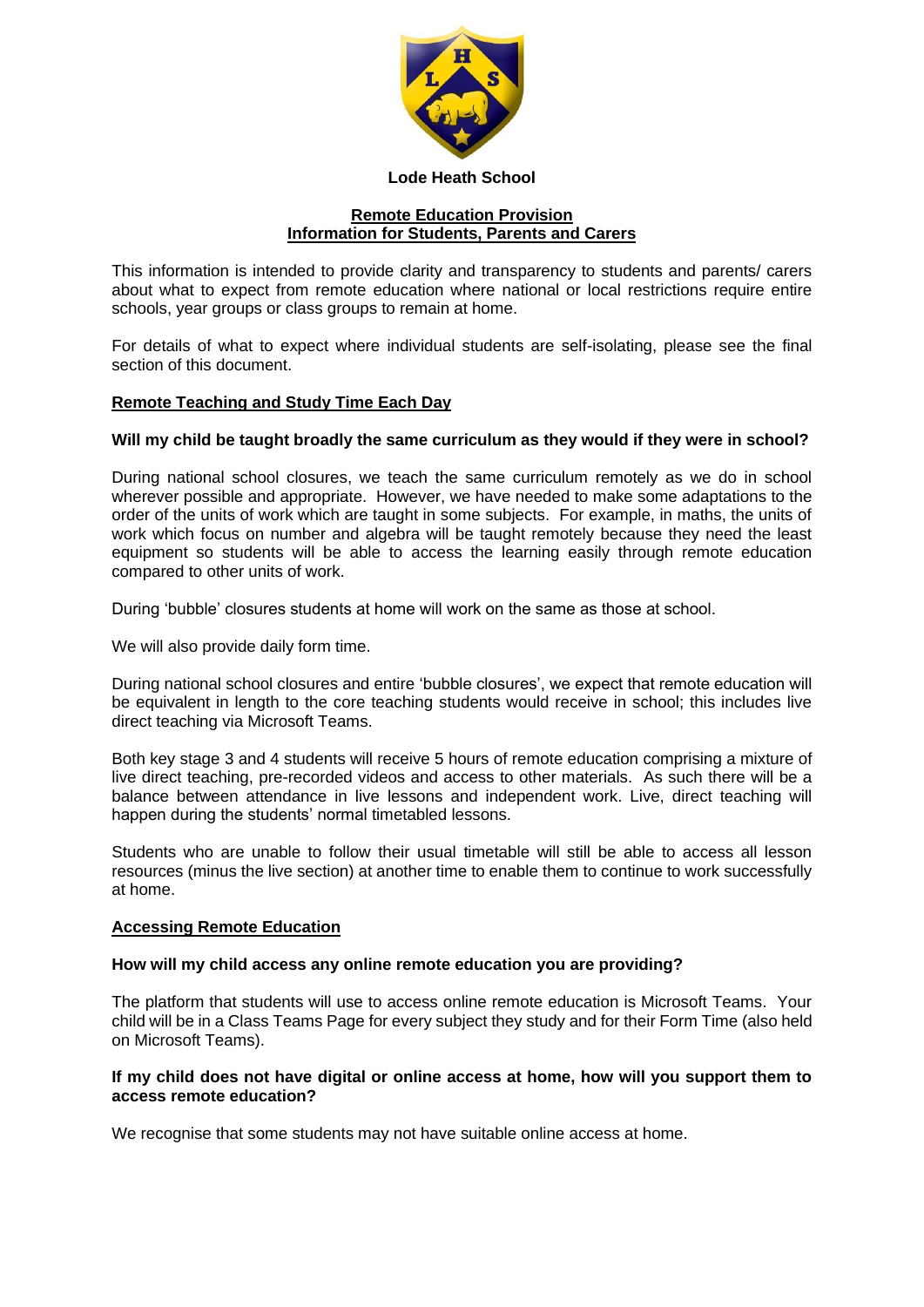**Lode Heath School**

## Remote Education Provision
## Information for Students, Parents and Carers

This information is intended to provide clarity and transparency to students and parents/ carers about what to expect from remote education where national or local restrictions require entire schools, year groups or class groups to remain at home.

For details of what to expect where individual students are self-isolating, please see the final section of this document.

### Remote Teaching and Study Time Each Day

**Will my child be taught broadly the same curriculum as they would if they were in school?**

During national school closures, we teach the same curriculum remotely as we do in school wherever possible and appropriate. However, we have needed to make some adaptations to the order of the units of work which are taught in some subjects. For example, in maths, the units of work which focus on number and algebra will be taught remotely because they need the least equipment so students will be able to access the learning easily through remote education compared to other units of work.

During 'bubble' closures students at home will work on the same as those at school.

We will also provide daily form time.

During national school closures and entire 'bubble closures', we expect that remote education will be equivalent in length to the core teaching students would receive in school; this includes live direct teaching via Microsoft Teams.

Both key stage 3 and 4 students will receive 5 hours of remote education comprising a mixture of live direct teaching, pre-recorded videos and access to other materials. As such there will be a balance between attendance in live lessons and independent work. Live, direct teaching will happen during the students' normal timetabled lessons.

Students who are unable to follow their usual timetable will still be able to access all lesson resources (minus the live section) at another time to enable them to continue to work successfully at home.

### Accessing Remote Education

**How will my child access any online remote education you are providing?**

The platform that students will use to access online remote education is Microsoft Teams. Your child will be in a Class Teams Page for every subject they study and for their Form Time (also held on Microsoft Teams).

**If my child does not have digital or online access at home, how will you support them to access remote education?**

We recognise that some students may not have suitable online access at home.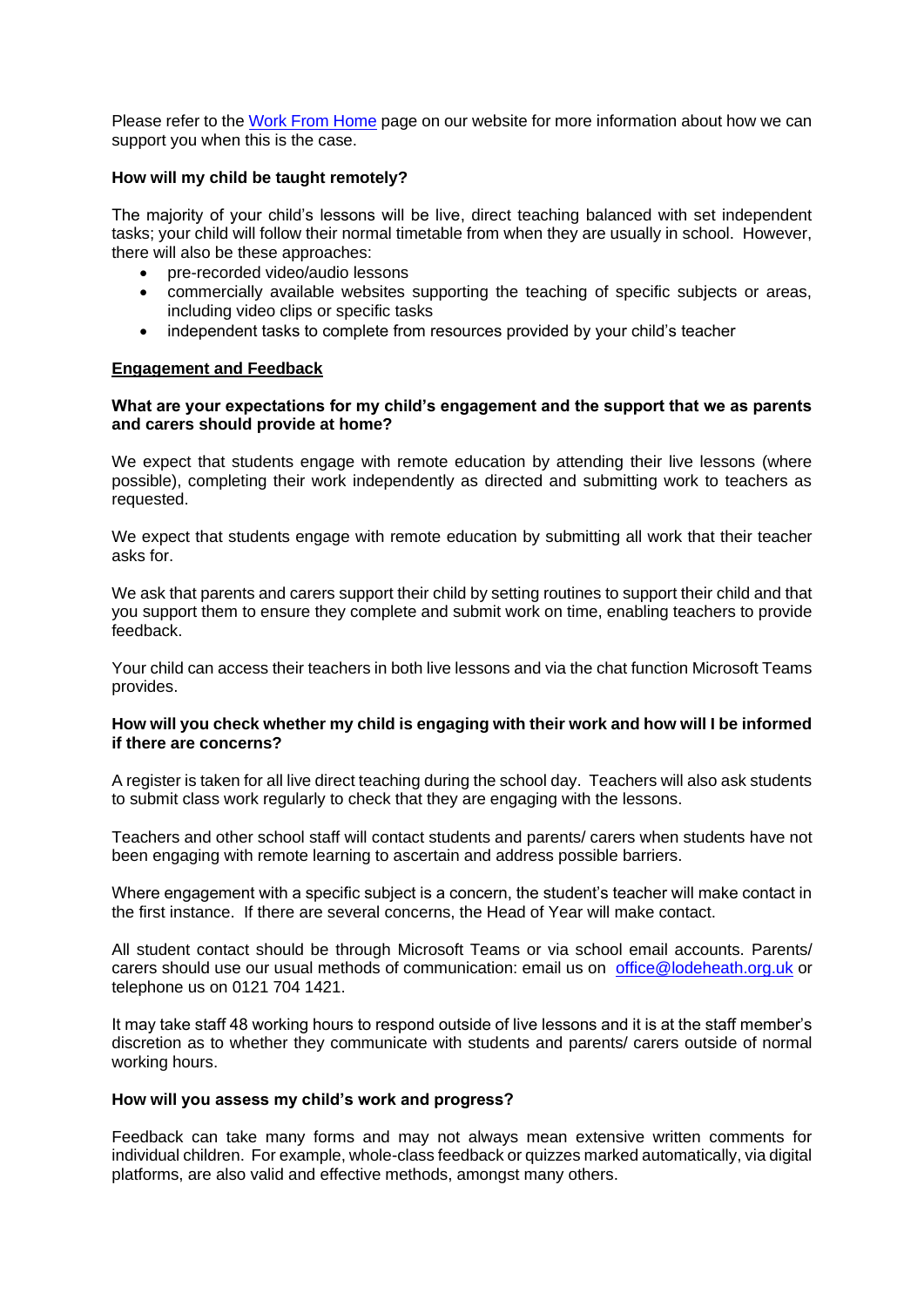Please refer to the [Work From Home](#) page on our website for more information about how we can support you when this is the case.

**How will my child be taught remotely?**

The majority of your child's lessons will be live, direct teaching balanced with set independent tasks; your child will follow their normal timetable from when they are usually in school. However, there will also be these approaches:

- pre-recorded video/audio lessons
- commercially available websites supporting the teaching of specific subjects or areas, including video clips or specific tasks
- independent tasks to complete from resources provided by your child's teacher

**Engagement and Feedback**

**What are your expectations for my child's engagement and the support that we as parents and carers should provide at home?**

We expect that students engage with remote education by attending their live lessons (where possible), completing their work independently as directed and submitting work to teachers as requested.

We expect that students engage with remote education by submitting all work that their teacher asks for.

We ask that parents and carers support their child by setting routines to support their child and that you support them to ensure they complete and submit work on time, enabling teachers to provide feedback.

Your child can access their teachers in both live lessons and via the chat function Microsoft Teams provides.

**How will you check whether my child is engaging with their work and how will I be informed if there are concerns?**

A register is taken for all live direct teaching during the school day. Teachers will also ask students to submit class work regularly to check that they are engaging with the lessons.

Teachers and other school staff will contact students and parents/ carers when students have not been engaging with remote learning to ascertain and address possible barriers.

Where engagement with a specific subject is a concern, the student's teacher will make contact in the first instance. If there are several concerns, the Head of Year will make contact.

All student contact should be through Microsoft Teams or via school email accounts. Parents/ carers should use our usual methods of communication: email us on office@lodeheath.org.uk or telephone us on 0121 704 1421.

It may take staff 48 working hours to respond outside of live lessons and it is at the staff member's discretion as to whether they communicate with students and parents/ carers outside of normal working hours.

**How will you assess my child's work and progress?**

Feedback can take many forms and may not always mean extensive written comments for individual children. For example, whole-class feedback or quizzes marked automatically, via digital platforms, are also valid and effective methods, amongst many others.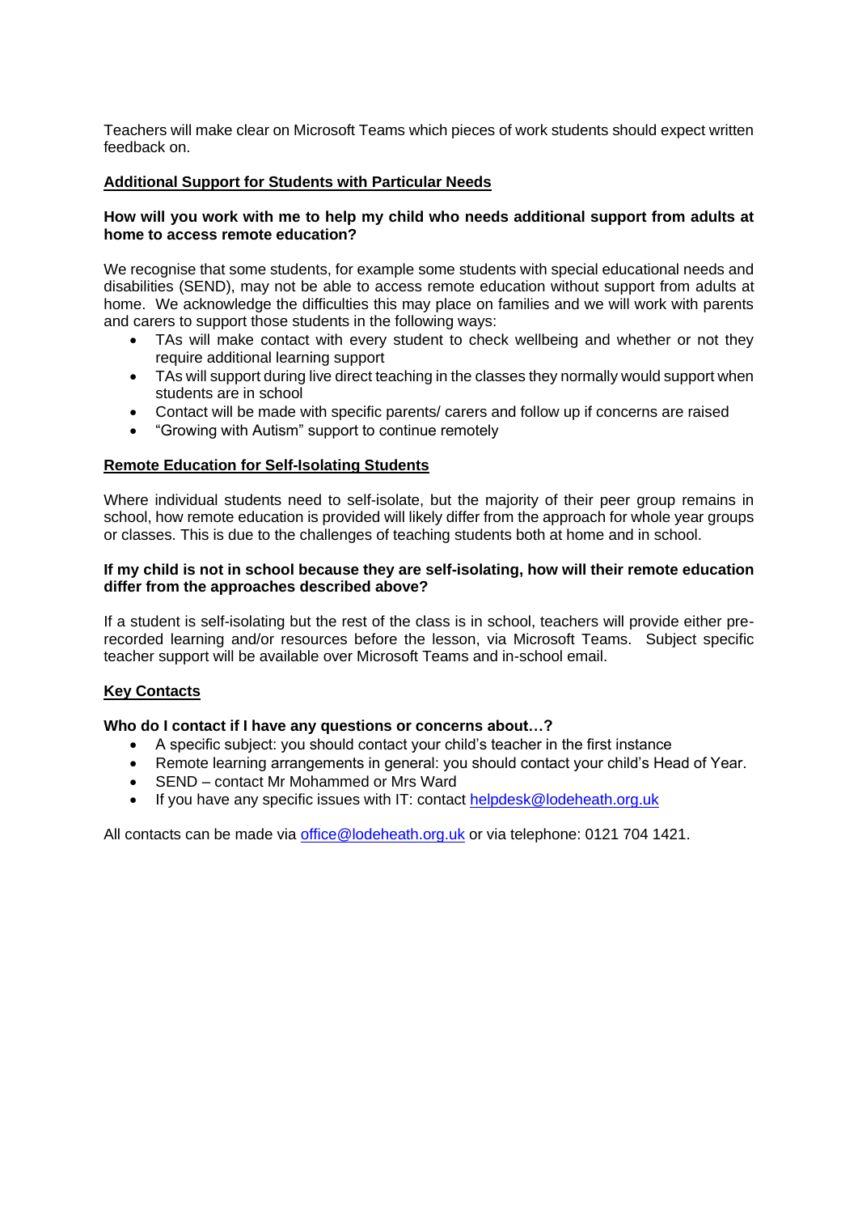Teachers will make clear on Microsoft Teams which pieces of work students should expect written feedback on.

## Additional Support for Students with Particular Needs

**How will you work with me to help my child who needs additional support from adults at home to access remote education?**

We recognise that some students, for example some students with special educational needs and disabilities (SEND), may not be able to access remote education without support from adults at home. We acknowledge the difficulties this may place on families and we will work with parents and carers to support those students in the following ways:

- TAs will make contact with every student to check wellbeing and whether or not they require additional learning support
- TAs will support during live direct teaching in the classes they normally would support when students are in school
- Contact will be made with specific parents/ carers and follow up if concerns are raised
- "Growing with Autism" support to continue remotely

## Remote Education for Self-Isolating Students

Where individual students need to self-isolate, but the majority of their peer group remains in school, how remote education is provided will likely differ from the approach for whole year groups or classes. This is due to the challenges of teaching students both at home and in school.

**If my child is not in school because they are self-isolating, how will their remote education differ from the approaches described above?**

If a student is self-isolating but the rest of the class is in school, teachers will provide either pre-recorded learning and/or resources before the lesson, via Microsoft Teams. Subject specific teacher support will be available over Microsoft Teams and in-school email.

## Key Contacts

**Who do I contact if I have any questions or concerns about…?**

- A specific subject: you should contact your child's teacher in the first instance
- Remote learning arrangements in general: you should contact your child's Head of Year.
- SEND – contact Mr Mohammed or Mrs Ward
- If you have any specific issues with IT: contact helpdesk@lodeheath.org.uk

All contacts can be made via office@lodeheath.org.uk or via telephone: 0121 704 1421.